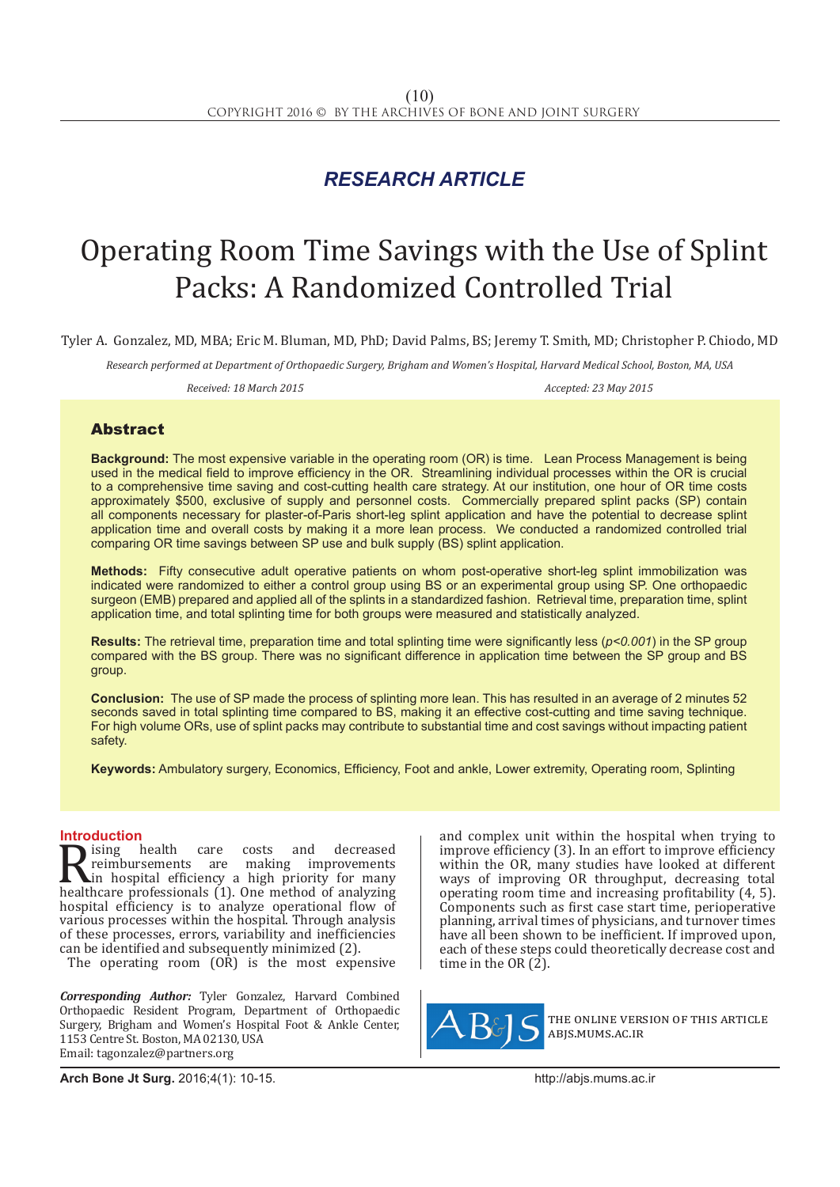RESEARCH ARTICLE

# Operating Room Time Savings with the Use of Splint Packs: A Randomized Controlled Trial

Tyler A. Gonzalez, MD, MBA; Eric M. Bluman, MD, PhD; David Palms, BS; Jeremy T. Smith, MD; Christopher P. Chiodo, MD

*Research performed at Department of Orthopaedic Surgery, Brigham and Women's Hospital, Harvard Medical School, Boston, MA, USA*

*Received: 18 March 2015* *Accepted: 23 May 2015*

## Abstract

**Background:** The most expensive variable in the operating room (OR) is time. Lean Process Management is being used in the medical field to improve efficiency in the OR. Streamlining individual processes within the OR is crucial to a comprehensive time saving and cost-cutting health care strategy. At our institution, one hour of OR time costs approximately $500, exclusive of supply and personnel costs. Commercially prepared splint packs (SP) contain all components necessary for plaster-of-Paris short-leg splint application and have the potential to decrease splint application time and overall costs by making it a more lean process. We conducted a randomized controlled trial comparing OR time savings between SP use and bulk supply (BS) splint application.

**Methods:** Fifty consecutive adult operative patients on whom post-operative short-leg splint immobilization was indicated were randomized to either a control group using BS or an experimental group using SP. One orthopaedic surgeon (EMB) prepared and applied all of the splints in a standardized fashion. Retrieval time, preparation time, splint application time, and total splinting time for both groups were measured and statistically analyzed.

**Results:** The retrieval time, preparation time and total splinting time were significantly less (*$p<0.001$*) in the SP group compared with the BS group. There was no significant difference in application time between the SP group and BS group.

**Conclusion:** The use of SP made the process of splinting more lean. This has resulted in an average of 2 minutes 52 seconds saved in total splinting time compared to BS, making it an effective cost-cutting and time saving technique. For high volume ORs, use of splint packs may contribute to substantial time and cost savings without impacting patient safety.

**Keywords:** Ambulatory surgery, Economics, Efficiency, Foot and ankle, Lower extremity, Operating room, Splinting

## Introduction

Rising health care costs and decreased reimbursements are making improvements in hospital efficiency a high priority for many healthcare professionals (1). One method of analyzing hospital efficiency is to analyze operational flow of various processes within the hospital. Through analysis of these processes, errors, variability and inefficiencies can be identified and subsequently minimized (2).

The operating room (OR) is the most expensive and complex unit within the hospital when trying to improve efficiency (3). In an effort to improve efficiency within the OR, many studies have looked at different ways of improving OR throughput, decreasing total operating room time and increasing profitability (4, 5). Components such as first case start time, perioperative planning, arrival times of physicians, and turnover times have all been shown to be inefficient. If improved upon, each of these steps could theoretically decrease cost and time in the OR (2).

***Corresponding Author:*** Tyler Gonzalez, Harvard Combined Orthopaedic Resident Program, Department of Orthopaedic Surgery, Brigham and Women's Hospital Foot & Ankle Center, 1153 Centre St. Boston, MA 02130, USA
Email: tagonzalez@partners.org

THE ONLINE VERSION OF THIS ARTICLE ABJS.MUMS.AC.IR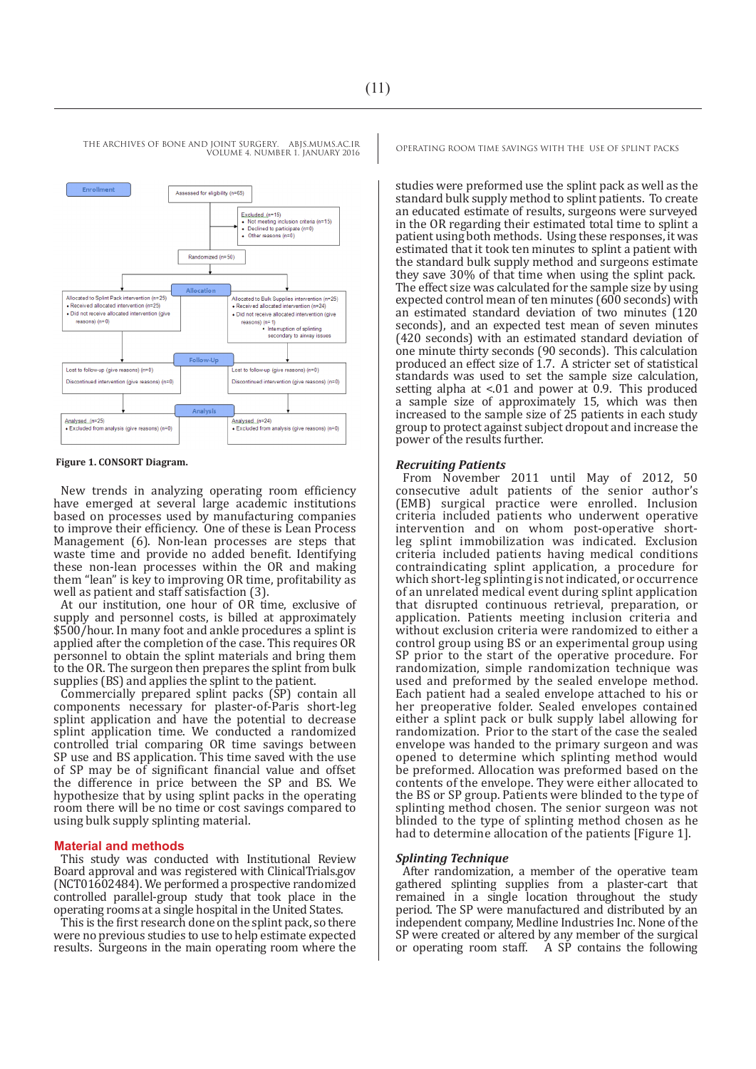Enrollment

Assessed for eligibility (n=65)

Excluded (n=15)
- Not meeting inclusion criteria (n=15)
- Declined to participate (n=0)
- Other reasons (n=0)

Randomized (n=50)

Allocation

Allocated to Splint Pack intervention (n=25)
- Received allocated intervention (n=25)
- Did not receive allocated intervention (give reasons) (n=0)

Allocated to Bulk Supplies intervention (n=25)
- Received allocated intervention (n=24)
- Did not receive allocated intervention (give reasons) (n=1)
  - Interruption of splinting secondary to airway issues

Follow-Up

Lost to follow-up (give reasons) (n=0)

Discontinued intervention (give reasons) (n=0)

Lost to follow-up (give reasons) (n=0)

Discontinued intervention (give reasons) (n=0)

Analysis

Analysed (n=25)
- Excluded from analysis (give reasons) (n=0)

Analysed (n=24)
- Excluded from analysis (give reasons) (n=0)

**Figure 1. CONSORT Diagram.**

New trends in analyzing operating room efficiency have emerged at several large academic institutions based on processes used by manufacturing companies to improve their efficiency. One of these is Lean Process Management (6). Non-lean processes are steps that waste time and provide no added benefit. Identifying these non-lean processes within the OR and making them "lean" is key to improving OR time, profitability as well as patient and staff satisfaction (3).

At our institution, one hour of OR time, exclusive of supply and personnel costs, is billed at approximately $500/hour. In many foot and ankle procedures a splint is applied after the completion of the case. This requires OR personnel to obtain the splint materials and bring them to the OR. The surgeon then prepares the splint from bulk supplies (BS) and applies the splint to the patient.

Commercially prepared splint packs (SP) contain all components necessary for plaster-of-Paris short-leg splint application and have the potential to decrease splint application time. We conducted a randomized controlled trial comparing OR time savings between SP use and BS application. This time saved with the use of SP may be of significant financial value and offset the difference in price between the SP and BS. We hypothesize that by using splint packs in the operating room there will be no time or cost savings compared to using bulk supply splinting material.

## Material and methods

This study was conducted with Institutional Review Board approval and was registered with ClinicalTrials.gov (NCT01602484). We performed a prospective randomized controlled parallel-group study that took place in the operating rooms at a single hospital in the United States.

This is the first research done on the splint pack, so there were no previous studies to use to help estimate expected results. Surgeons in the main operating room where the studies were preformed use the splint pack as well as the standard bulk supply method to splint patients. To create an educated estimate of results, surgeons were surveyed in the OR regarding their estimated total time to splint a patient using both methods. Using these responses, it was estimated that it took ten minutes to splint a patient with the standard bulk supply method and surgeons estimate they save 30% of that time when using the splint pack. The effect size was calculated for the sample size by using expected control mean of ten minutes (600 seconds) with an estimated standard deviation of two minutes (120 seconds), and an expected test mean of seven minutes (420 seconds) with an estimated standard deviation of one minute thirty seconds (90 seconds). This calculation produced an effect size of 1.7. A stricter set of statistical standards was used to set the sample size calculation, setting alpha at <.01 and power at 0.9. This produced a sample size of approximately 15, which was then increased to the sample size of 25 patients in each study group to protect against subject dropout and increase the power of the results further.

### *Recruiting Patients*

From November 2011 until May of 2012, 50 consecutive adult patients of the senior author's (EMB) surgical practice were enrolled. Inclusion criteria included patients who underwent operative intervention and on whom post-operative short-leg splint immobilization was indicated. Exclusion criteria included patients having medical conditions contraindicating splint application, a procedure for which short-leg splinting is not indicated, or occurrence of an unrelated medical event during splint application that disrupted continuous retrieval, preparation, or application. Patients meeting inclusion criteria and without exclusion criteria were randomized to either a control group using BS or an experimental group using SP prior to the start of the operative procedure. For randomization, simple randomization technique was used and preformed by the sealed envelope method. Each patient had a sealed envelope attached to his or her preoperative folder. Sealed envelopes contained either a splint pack or bulk supply label allowing for randomization. Prior to the start of the case the sealed envelope was handed to the primary surgeon and was opened to determine which splinting method would be preformed. Allocation was preformed based on the contents of the envelope. They were either allocated to the BS or SP group. Patients were blinded to the type of splinting method chosen. The senior surgeon was not blinded to the type of splinting method chosen as he had to determine allocation of the patients [Figure 1].

### *Splinting Technique*

After randomization, a member of the operative team gathered splinting supplies from a plaster-cart that remained in a single location throughout the study period. The SP were manufactured and distributed by an independent company, Medline Industries Inc. None of the SP were created or altered by any member of the surgical or operating room staff. A SP contains the following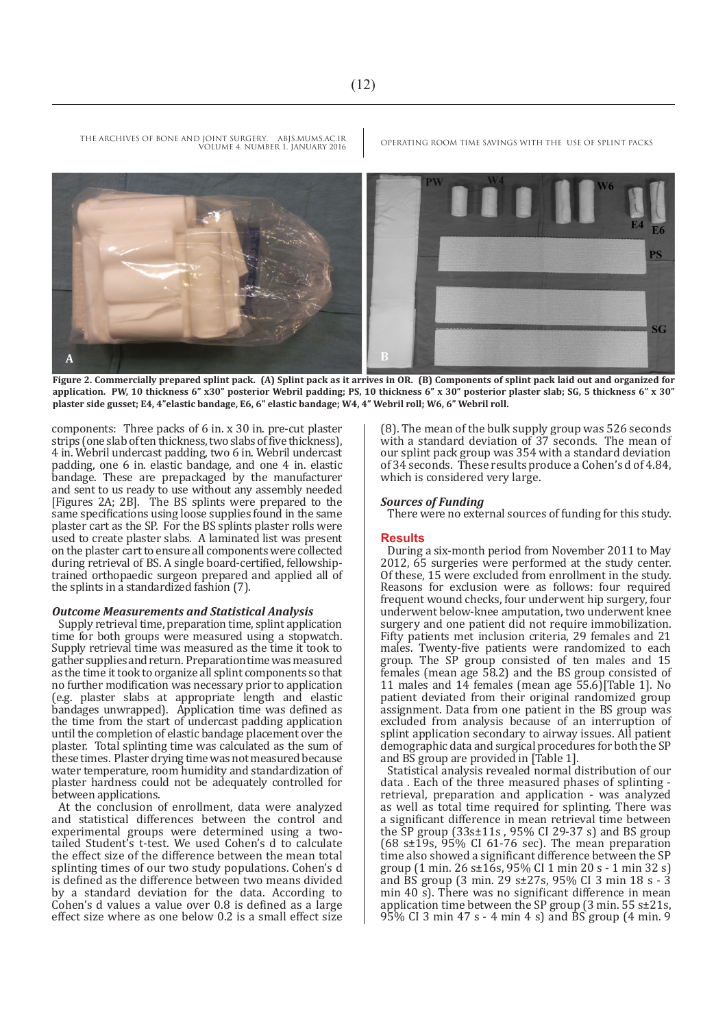Figure 2. Commercially prepared splint pack. (A) Splint pack as it arrives in OR. (B) Components of splint pack laid out and organized for application. PW, 10 thickness 6" x30" posterior Webril padding; PS, 10 thickness 6" x 30" posterior plaster slab; SG, 5 thickness 6" x 30" plaster side gusset; E4, 4"elastic bandage, E6, 6" elastic bandage; W4, 4" Webril roll; W6, 6" Webril roll.

components: Three packs of 6 in. x 30 in. pre-cut plaster strips (one slab of ten thickness, two slabs of five thickness), 4 in. Webril undercast padding, two 6 in. Webril undercast padding, one 6 in. elastic bandage, and one 4 in. elastic bandage. These are prepackaged by the manufacturer and sent to us ready to use without any assembly needed [Figures 2A; 2B]. The BS splints were prepared to the same specifications using loose supplies found in the same plaster cart as the SP. For the BS splints plaster rolls were used to create plaster slabs. A laminated list was present on the plaster cart to ensure all components were collected during retrieval of BS. A single board-certified, fellowship-trained orthopaedic surgeon prepared and applied all of the splints in a standardized fashion (7).

### *Outcome Measurements and Statistical Analysis*

Supply retrieval time, preparation time, splint application time for both groups were measured using a stopwatch. Supply retrieval time was measured as the time it took to gather supplies and return. Preparation time was measured as the time it took to organize all splint components so that no further modification was necessary prior to application (e.g. plaster slabs at appropriate length and elastic bandages unwrapped). Application time was defined as the time from the start of undercast padding application until the completion of elastic bandage placement over the plaster. Total splinting time was calculated as the sum of these times. Plaster drying time was not measured because water temperature, room humidity and standardization of plaster hardness could not be adequately controlled for between applications.

At the conclusion of enrollment, data were analyzed and statistical differences between the control and experimental groups were determined using a two-tailed Student's t-test. We used Cohen's d to calculate the effect size of the difference between the mean total splinting times of our two study populations. Cohen's d is defined as the difference between two means divided by a standard deviation for the data. According to Cohen's d values a value over 0.8 is defined as a large effect size where as one below 0.2 is a small effect size (8). The mean of the bulk supply group was 526 seconds with a standard deviation of 37 seconds. The mean of our splint pack group was 354 with a standard deviation of 34 seconds. These results produce a Cohen's d of 4.84, which is considered very large.

### *Sources of Funding*

There were no external sources of funding for this study.

## Results

During a six-month period from November 2011 to May 2012, 65 surgeries were performed at the study center. Of these, 15 were excluded from enrollment in the study. Reasons for exclusion were as follows: four required frequent wound checks, four underwent hip surgery, four underwent below-knee amputation, two underwent knee surgery and one patient did not require immobilization. Fifty patients met inclusion criteria, 29 females and 21 males. Twenty-five patients were randomized to each group. The SP group consisted of ten males and 15 females (mean age 58.2) and the BS group consisted of 11 males and 14 females (mean age 55.6)[Table 1]. No patient deviated from their original randomized group assignment. Data from one patient in the BS group was excluded from analysis because of an interruption of splint application secondary to airway issues. All patient demographic data and surgical procedures for both the SP and BS group are provided in [Table 1].

Statistical analysis revealed normal distribution of our data . Each of the three measured phases of splinting - retrieval, preparation and application - was analyzed as well as total time required for splinting. There was a significant difference in mean retrieval time between the SP group (33s±11s , 95% CI 29-37 s) and BS group (68 s±19s, 95% CI 61-76 sec). The mean preparation time also showed a significant difference between the SP group (1 min. 26 s±16s, 95% CI 1 min 20 s - 1 min 32 s) and BS group (3 min. 29 s±27s, 95% CI 3 min 18 s - 3 min 40 s). There was no significant difference in mean application time between the SP group (3 min. 55 s±21s, 95% CI 3 min 47 s - 4 min 4 s) and BS group (4 min. 9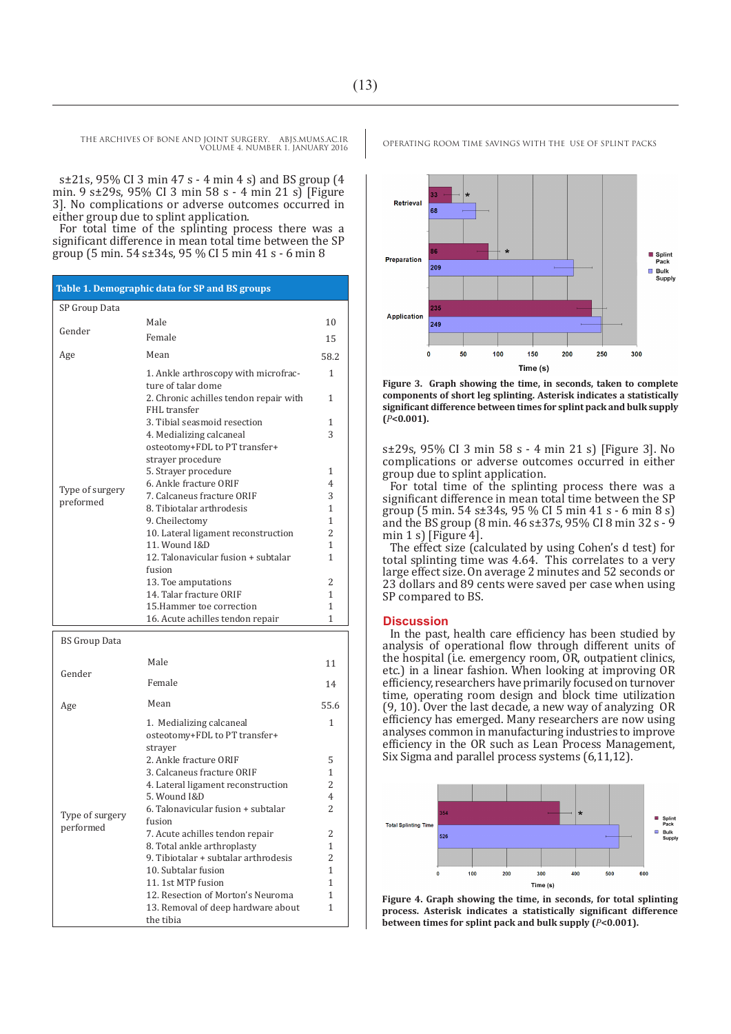s±21s, 95% CI 3 min 47 s - 4 min 4 s) and BS group (4 min. 9 s±29s, 95% CI 3 min 58 s - 4 min 21 s) [Figure 3]. No complications or adverse outcomes occurred in either group due to splint application.

For total time of the splinting process there was a significant difference in mean total time between the SP group (5 min. 54 s±34s, 95 % CI 5 min 41 s - 6 min 8

**Table 1. Demographic data for SP and BS groups**

| SP Group Data | | |
|---|---|---|
| Gender | Male | 10 |
| | Female | 15 |
| Age | Mean | 58.2 |
| Type of surgery preformed | 1. Ankle arthroscopy with microfracture of talar dome | 1 |
| | 2. Chronic achilles tendon repair with FHL transfer | 1 |
| | 3. Tibial seasmoid resection | 1 |
| | 4. Medializing calcaneal osteotomy+FDL to PT transfer+ strayer procedure | 3 |
| | 5. Strayer procedure | 1 |
| | 6. Ankle fracture ORIF | 4 |
| | 7. Calcaneus fracture ORIF | 3 |
| | 8. Tibiotalar arthrodesis | 1 |
| | 9. Cheilectomy | 1 |
| | 10. Lateral ligament reconstruction | 2 |
| | 11. Wound I&D | 1 |
| | 12. Talonavicular fusion + subtalar fusion | 1 |
| | 13. Toe amputations | 2 |
| | 14. Talar fracture ORIF | 1 |
| | 15.Hammer toe correction | 1 |
| | 16. Acute achilles tendon repair | 1 |

| BS Group Data | | |
|---|---|---|
| Gender | Male | 11 |
| | Female | 14 |
| Age | Mean | 55.6 |
| Type of surgery performed | 1. Medializing calcaneal osteotomy+FDL to PT transfer+ strayer | 1 |
| | 2. Ankle fracture ORIF | 5 |
| | 3. Calcaneus fracture ORIF | 1 |
| | 4. Lateral ligament reconstruction | 2 |
| | 5. Wound I&D | 4 |
| | 6. Talonavicular fusion + subtalar fusion | 2 |
| | 7. Acute achilles tendon repair | 2 |
| | 8. Total ankle arthroplasty | 1 |
| | 9. Tibiotalar + subtalar arthrodesis | 2 |
| | 10. Subtalar fusion | 1 |
| | 11. 1st MTP fusion | 1 |
| | 12. Resection of Morton's Neuroma | 1 |
| | 13. Removal of deep hardware about the tibia | 1 |

**Figure 3. Graph showing the time, in seconds, taken to complete components of short leg splinting. Asterisk indicates a statistically significant difference between times for splint pack and bulk supply ($P$<0.001).**

s±29s, 95% CI 3 min 58 s - 4 min 21 s) [Figure 3]. No complications or adverse outcomes occurred in either group due to splint application.

For total time of the splinting process there was a significant difference in mean total time between the SP group (5 min. 54 s±34s, 95 % CI 5 min 41 s - 6 min 8 s) and the BS group (8 min. 46 s±37s, 95% CI 8 min 32 s - 9 min 1 s) [Figure 4].

The effect size (calculated by using Cohen's d test) for total splinting time was 4.64. This correlates to a very large effect size. On average 2 minutes and 52 seconds or 23 dollars and 89 cents were saved per case when using SP compared to BS.

## Discussion

In the past, health care efficiency has been studied by analysis of operational flow through different units of the hospital (i.e. emergency room, OR, outpatient clinics, etc.) in a linear fashion. When looking at improving OR efficiency, researchers have primarily focused on turnover time, operating room design and block time utilization (9, 10). Over the last decade, a new way of analyzing OR efficiency has emerged. Many researchers are now using analyses common in manufacturing industries to improve efficiency in the OR such as Lean Process Management, Six Sigma and parallel process systems (6,11,12).

**Figure 4. Graph showing the time, in seconds, for total splinting process. Asterisk indicates a statistically significant difference between times for splint pack and bulk supply ($P$<0.001).**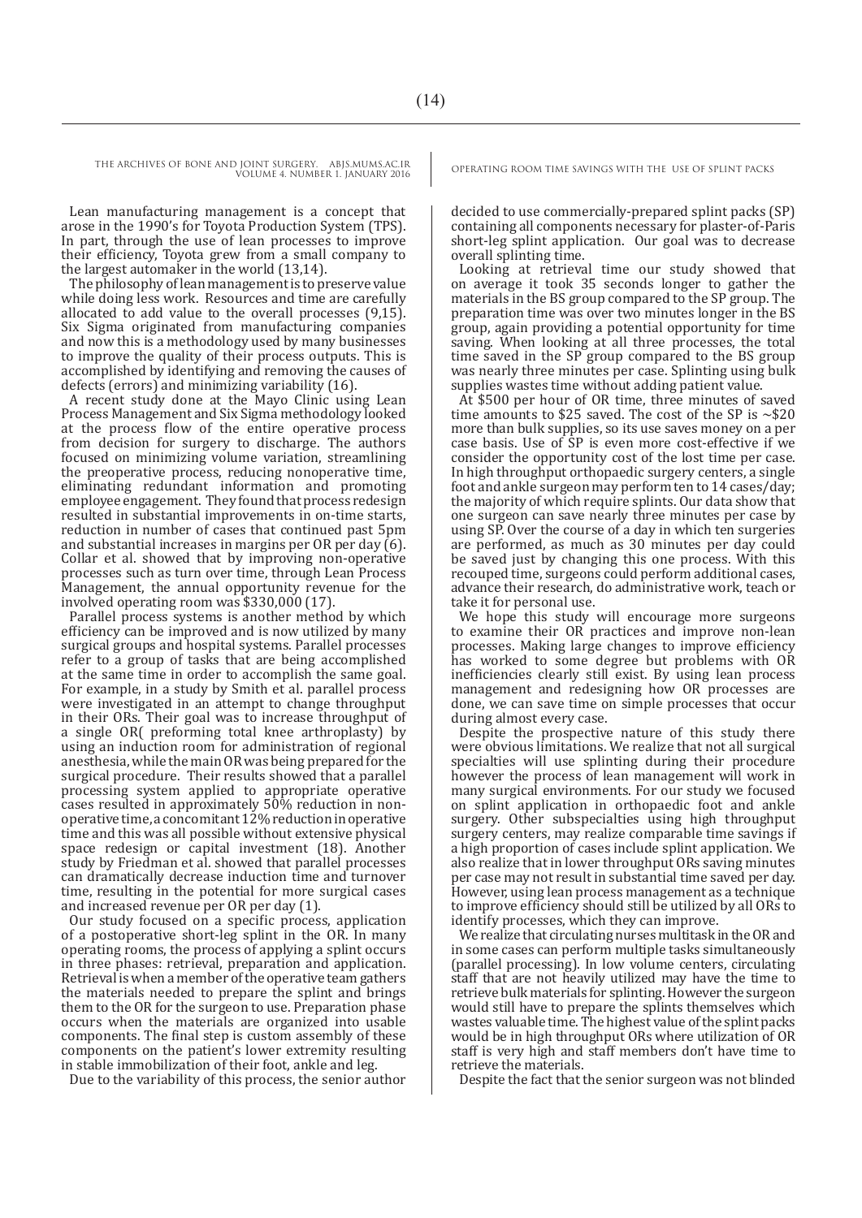Lean manufacturing management is a concept that arose in the 1990's for Toyota Production System (TPS). In part, through the use of lean processes to improve their efficiency, Toyota grew from a small company to the largest automaker in the world (13,14).

The philosophy of lean management is to preserve value while doing less work. Resources and time are carefully allocated to add value to the overall processes (9,15). Six Sigma originated from manufacturing companies and now this is a methodology used by many businesses to improve the quality of their process outputs. This is accomplished by identifying and removing the causes of defects (errors) and minimizing variability (16).

A recent study done at the Mayo Clinic using Lean Process Management and Six Sigma methodology looked at the process flow of the entire operative process from decision for surgery to discharge. The authors focused on minimizing volume variation, streamlining the preoperative process, reducing nonoperative time, eliminating redundant information and promoting employee engagement. They found that process redesign resulted in substantial improvements in on-time starts, reduction in number of cases that continued past 5pm and substantial increases in margins per OR per day (6). Collar et al. showed that by improving non-operative processes such as turn over time, through Lean Process Management, the annual opportunity revenue for the involved operating room was $330,000 (17).

Parallel process systems is another method by which efficiency can be improved and is now utilized by many surgical groups and hospital systems. Parallel processes refer to a group of tasks that are being accomplished at the same time in order to accomplish the same goal. For example, in a study by Smith et al. parallel process were investigated in an attempt to change throughput in their ORs. Their goal was to increase throughput of a single OR( preforming total knee arthroplasty) by using an induction room for administration of regional anesthesia, while the main OR was being prepared for the surgical procedure. Their results showed that a parallel processing system applied to appropriate operative cases resulted in approximately 50% reduction in non-operative time, a concomitant 12% reduction in operative time and this was all possible without extensive physical space redesign or capital investment (18). Another study by Friedman et al. showed that parallel processes can dramatically decrease induction time and turnover time, resulting in the potential for more surgical cases and increased revenue per OR per day (1).

Our study focused on a specific process, application of a postoperative short-leg splint in the OR. In many operating rooms, the process of applying a splint occurs in three phases: retrieval, preparation and application. Retrieval is when a member of the operative team gathers the materials needed to prepare the splint and brings them to the OR for the surgeon to use. Preparation phase occurs when the materials are organized into usable components. The final step is custom assembly of these components on the patient's lower extremity resulting in stable immobilization of their foot, ankle and leg.

Due to the variability of this process, the senior author decided to use commercially-prepared splint packs (SP) containing all components necessary for plaster-of-Paris short-leg splint application. Our goal was to decrease overall splinting time.

Looking at retrieval time our study showed that on average it took 35 seconds longer to gather the materials in the BS group compared to the SP group. The preparation time was over two minutes longer in the BS group, again providing a potential opportunity for time saving. When looking at all three processes, the total time saved in the SP group compared to the BS group was nearly three minutes per case. Splinting using bulk supplies wastes time without adding patient value.

At $500 per hour of OR time, three minutes of saved time amounts to $25 saved. The cost of the SP is ~$20 more than bulk supplies, so its use saves money on a per case basis. Use of SP is even more cost-effective if we consider the opportunity cost of the lost time per case. In high throughput orthopaedic surgery centers, a single foot and ankle surgeon may perform ten to 14 cases/day; the majority of which require splints. Our data show that one surgeon can save nearly three minutes per case by using SP. Over the course of a day in which ten surgeries are performed, as much as 30 minutes per day could be saved just by changing this one process. With this recouped time, surgeons could perform additional cases, advance their research, do administrative work, teach or take it for personal use.

We hope this study will encourage more surgeons to examine their OR practices and improve non-lean processes. Making large changes to improve efficiency has worked to some degree but problems with OR inefficiencies clearly still exist. By using lean process management and redesigning how OR processes are done, we can save time on simple processes that occur during almost every case.

Despite the prospective nature of this study there were obvious limitations. We realize that not all surgical specialties will use splinting during their procedure however the process of lean management will work in many surgical environments. For our study we focused on splint application in orthopaedic foot and ankle surgery. Other subspecialties using high throughput surgery centers, may realize comparable time savings if a high proportion of cases include splint application. We also realize that in lower throughput ORs saving minutes per case may not result in substantial time saved per day. However, using lean process management as a technique to improve efficiency should still be utilized by all ORs to identify processes, which they can improve.

We realize that circulating nurses multitask in the OR and in some cases can perform multiple tasks simultaneously (parallel processing). In low volume centers, circulating staff that are not heavily utilized may have the time to retrieve bulk materials for splinting. However the surgeon would still have to prepare the splints themselves which wastes valuable time. The highest value of the splint packs would be in high throughput ORs where utilization of OR staff is very high and staff members don't have time to retrieve the materials.

Despite the fact that the senior surgeon was not blinded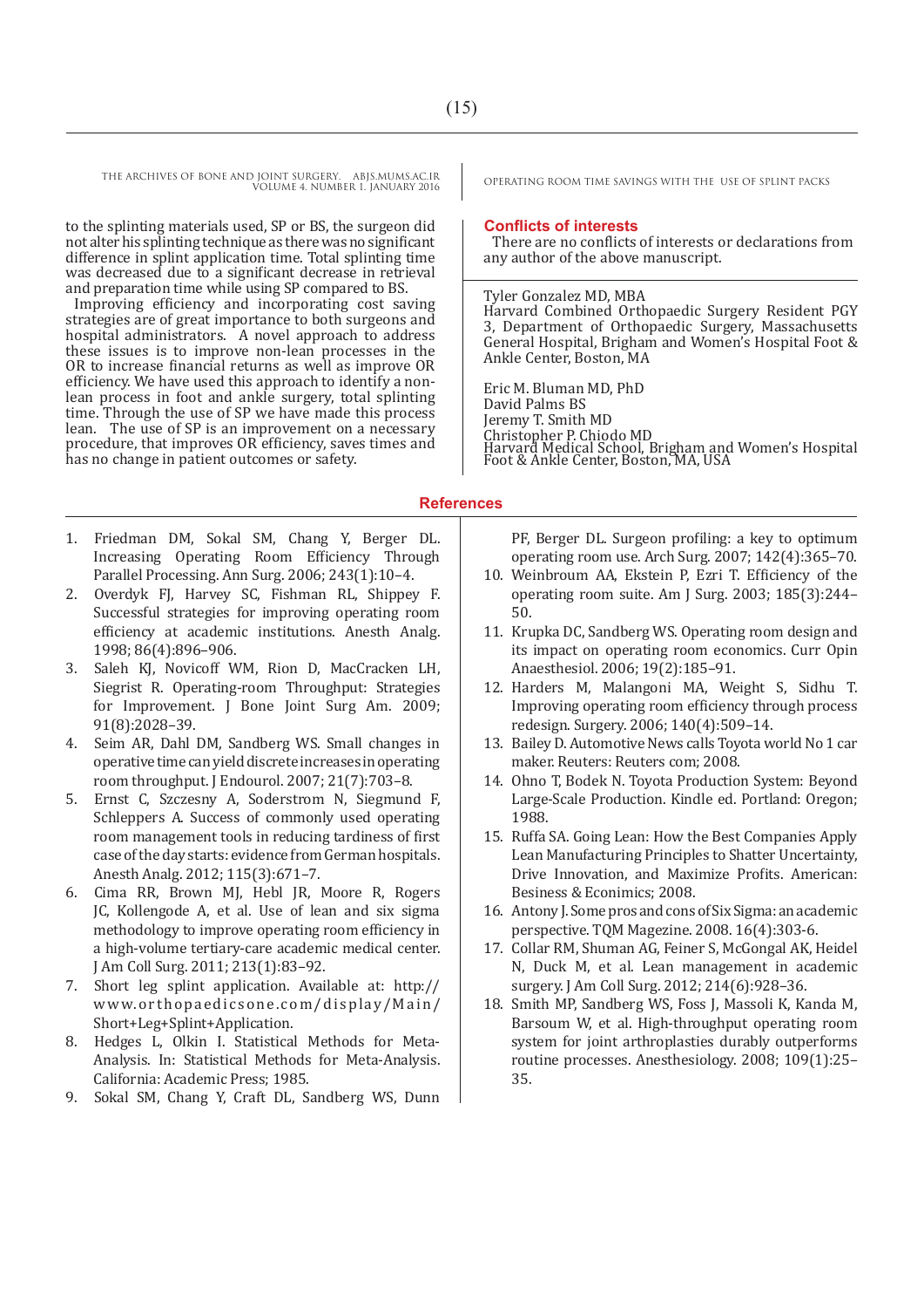to the splinting materials used, SP or BS, the surgeon did not alter his splinting technique as there was no significant difference in splint application time. Total splinting time was decreased due to a significant decrease in retrieval and preparation time while using SP compared to BS.

Improving efficiency and incorporating cost saving strategies are of great importance to both surgeons and hospital administrators. A novel approach to address these issues is to improve non-lean processes in the OR to increase financial returns as well as improve OR efficiency. We have used this approach to identify a non-lean process in foot and ankle surgery, total splinting time. Through the use of SP we have made this process lean. The use of SP is an improvement on a necessary procedure, that improves OR efficiency, saves times and has no change in patient outcomes or safety.

## Conflicts of interests

There are no conflicts of interests or declarations from any author of the above manuscript.

Tyler Gonzalez MD, MBA
Harvard Combined Orthopaedic Surgery Resident PGY 3, Department of Orthopaedic Surgery, Massachusetts General Hospital, Brigham and Women's Hospital Foot & Ankle Center, Boston, MA

Eric M. Bluman MD, PhD
David Palms BS
Jeremy T. Smith MD
Christopher P. Chiodo MD
Harvard Medical School, Brigham and Women's Hospital Foot & Ankle Center, Boston, MA, USA

## References

1. Friedman DM, Sokal SM, Chang Y, Berger DL. Increasing Operating Room Efficiency Through Parallel Processing. Ann Surg. 2006; 243(1):10–4.
2. Overdyk FJ, Harvey SC, Fishman RL, Shippey F. Successful strategies for improving operating room efficiency at academic institutions. Anesth Analg. 1998; 86(4):896–906.
3. Saleh KJ, Novicoff WM, Rion D, MacCracken LH, Siegrist R. Operating-room Throughput: Strategies for Improvement. J Bone Joint Surg Am. 2009; 91(8):2028–39.
4. Seim AR, Dahl DM, Sandberg WS. Small changes in operative time can yield discrete increases in operating room throughput. J Endourol. 2007; 21(7):703–8.
5. Ernst C, Szczesny A, Soderstrom N, Siegmund F, Schleppers A. Success of commonly used operating room management tools in reducing tardiness of first case of the day starts: evidence from German hospitals. Anesth Analg. 2012; 115(3):671–7.
6. Cima RR, Brown MJ, Hebl JR, Moore R, Rogers JC, Kollengode A, et al. Use of lean and six sigma methodology to improve operating room efficiency in a high-volume tertiary-care academic medical center. J Am Coll Surg. 2011; 213(1):83–92.
7. Short leg splint application. Available at: http://www.orthopaedicsone.com/display/Main/Short+Leg+Splint+Application.
8. Hedges L, Olkin I. Statistical Methods for Meta-Analysis. In: Statistical Methods for Meta-Analysis. California: Academic Press; 1985.
9. Sokal SM, Chang Y, Craft DL, Sandberg WS, Dunn PF, Berger DL. Surgeon profiling: a key to optimum operating room use. Arch Surg. 2007; 142(4):365–70.
10. Weinbroum AA, Ekstein P, Ezri T. Efficiency of the operating room suite. Am J Surg. 2003; 185(3):244–50.
11. Krupka DC, Sandberg WS. Operating room design and its impact on operating room economics. Curr Opin Anaesthesiol. 2006; 19(2):185–91.
12. Harders M, Malangoni MA, Weight S, Sidhu T. Improving operating room efficiency through process redesign. Surgery. 2006; 140(4):509–14.
13. Bailey D. Automotive News calls Toyota world No 1 car maker. Reuters: Reuters com; 2008.
14. Ohno T, Bodek N. Toyota Production System: Beyond Large-Scale Production. Kindle ed. Portland: Oregon; 1988.
15. Ruffa SA. Going Lean: How the Best Companies Apply Lean Manufacturing Principles to Shatter Uncertainty, Drive Innovation, and Maximize Profits. American: Besiness & Econimics; 2008.
16. Antony J. Some pros and cons of Six Sigma: an academic perspective. TQM Magezine. 2008. 16(4):303-6.
17. Collar RM, Shuman AG, Feiner S, McGongal AK, Heidel N, Duck M, et al. Lean management in academic surgery. J Am Coll Surg. 2012; 214(6):928–36.
18. Smith MP, Sandberg WS, Foss J, Massoli K, Kanda M, Barsoum W, et al. High-throughput operating room system for joint arthroplasties durably outperforms routine processes. Anesthesiology. 2008; 109(1):25–35.